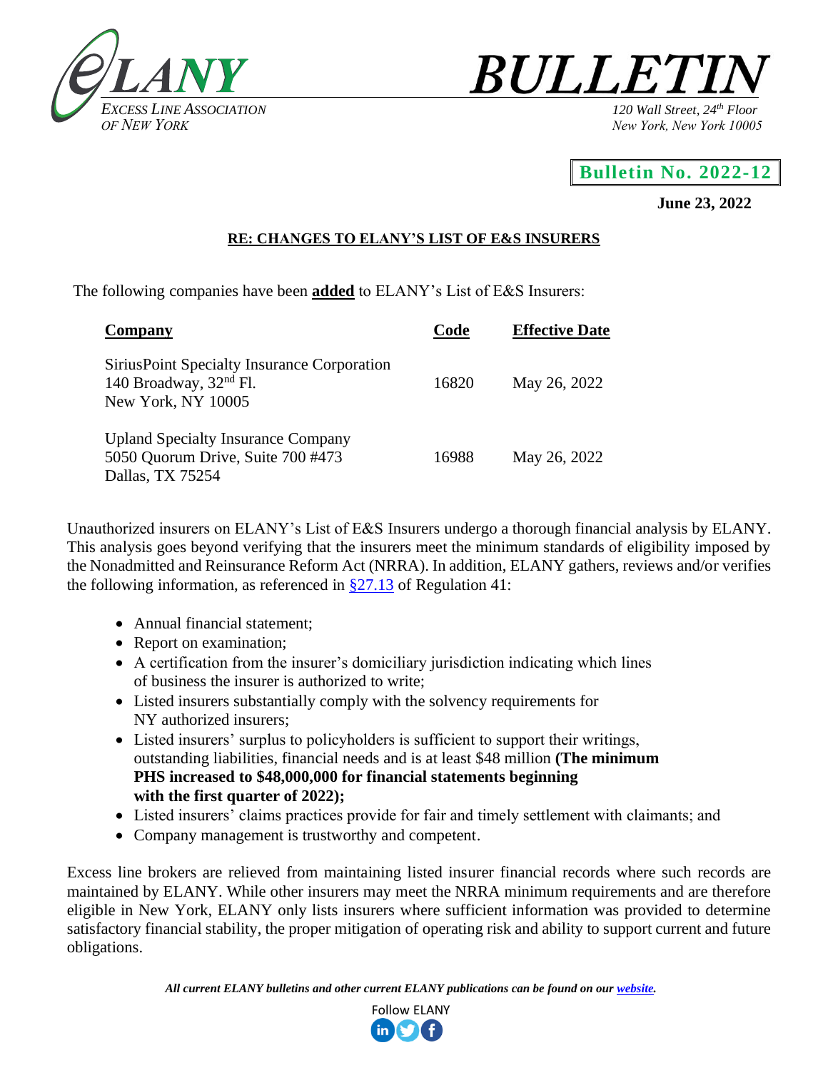# ELANY

*Excess Line Association of New York*

# BULLETIN

*120 Wall Street, 24th Floor*
*New York, New York 10005*

**Bulletin No. 2022-12**

**June 23, 2022**

**RE: CHANGES TO ELANY'S LIST OF E&S INSURERS**

The following companies have been **added** to ELANY's List of E&S Insurers:

| Company | Code | Effective Date |
|---|---|---|
| SiriusPoint Specialty Insurance Corporation<br>140 Broadway, 32nd Fl.<br>New York, NY 10005 | 16820 | May 26, 2022 |
| Upland Specialty Insurance Company<br>5050 Quorum Drive, Suite 700 #473<br>Dallas, TX 75254 | 16988 | May 26, 2022 |

Unauthorized insurers on ELANY's List of E&S Insurers undergo a thorough financial analysis by ELANY. This analysis goes beyond verifying that the insurers meet the minimum standards of eligibility imposed by the Nonadmitted and Reinsurance Reform Act (NRRA). In addition, ELANY gathers, reviews and/or verifies the following information, as referenced in §27.13 of Regulation 41:

- Annual financial statement;
- Report on examination;
- A certification from the insurer's domiciliary jurisdiction indicating which lines of business the insurer is authorized to write;
- Listed insurers substantially comply with the solvency requirements for NY authorized insurers;
- Listed insurers' surplus to policyholders is sufficient to support their writings, outstanding liabilities, financial needs and is at least $48 million **(The minimum PHS increased to $48,000,000 for financial statements beginning with the first quarter of 2022);**
- Listed insurers' claims practices provide for fair and timely settlement with claimants; and
- Company management is trustworthy and competent.

Excess line brokers are relieved from maintaining listed insurer financial records where such records are maintained by ELANY. While other insurers may meet the NRRA minimum requirements and are therefore eligible in New York, ELANY only lists insurers where sufficient information was provided to determine satisfactory financial stability, the proper mitigation of operating risk and ability to support current and future obligations.

***All current ELANY bulletins and other current ELANY publications can be found on our website.***

Follow ELANY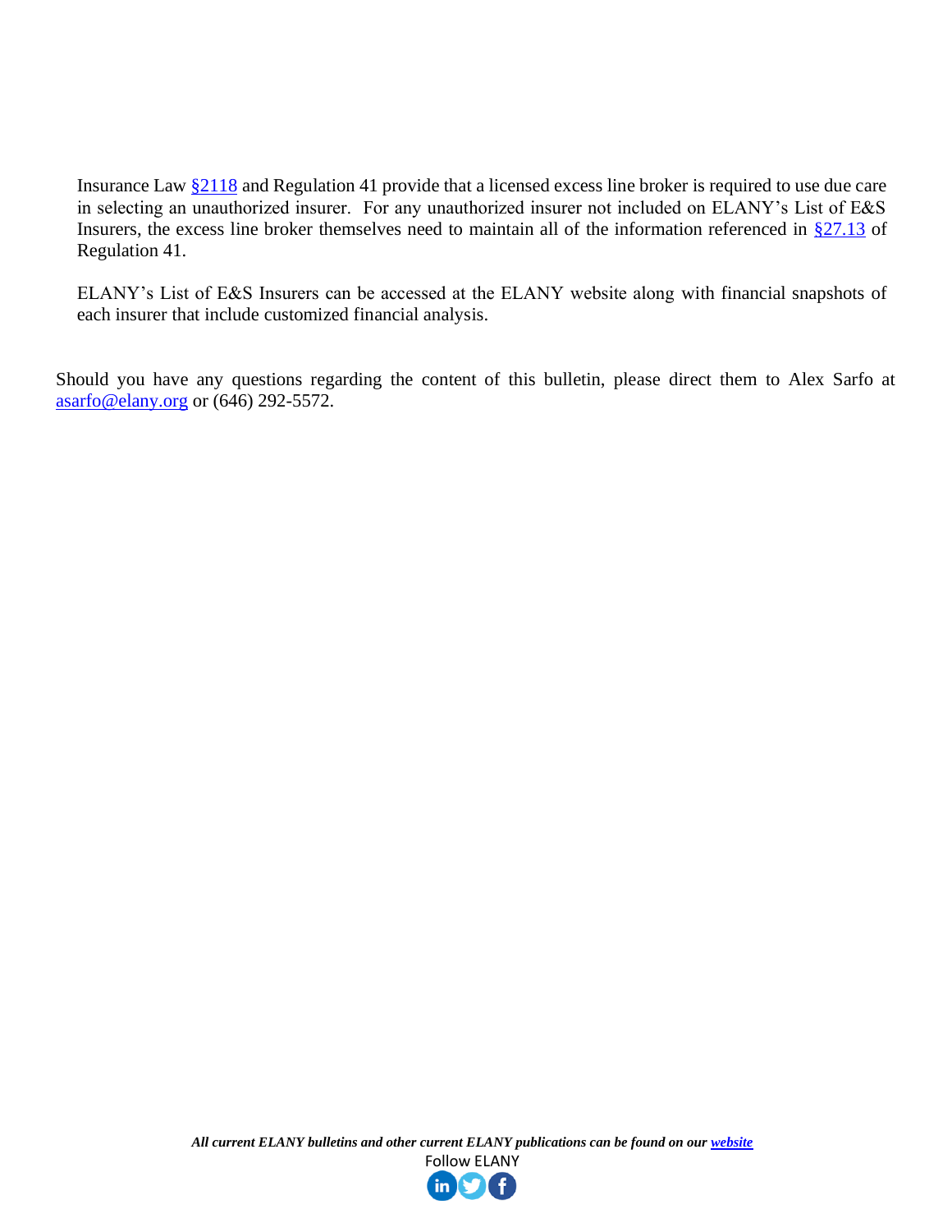Insurance Law §2118 and Regulation 41 provide that a licensed excess line broker is required to use due care in selecting an unauthorized insurer. For any unauthorized insurer not included on ELANY's List of E&S Insurers, the excess line broker themselves need to maintain all of the information referenced in §27.13 of Regulation 41.

ELANY's List of E&S Insurers can be accessed at the ELANY website along with financial snapshots of each insurer that include customized financial analysis.

Should you have any questions regarding the content of this bulletin, please direct them to Alex Sarfo at asarfo@elany.org or (646) 292-5572.

***All current ELANY bulletins and other current ELANY publications can be found on our website***

Follow ELANY